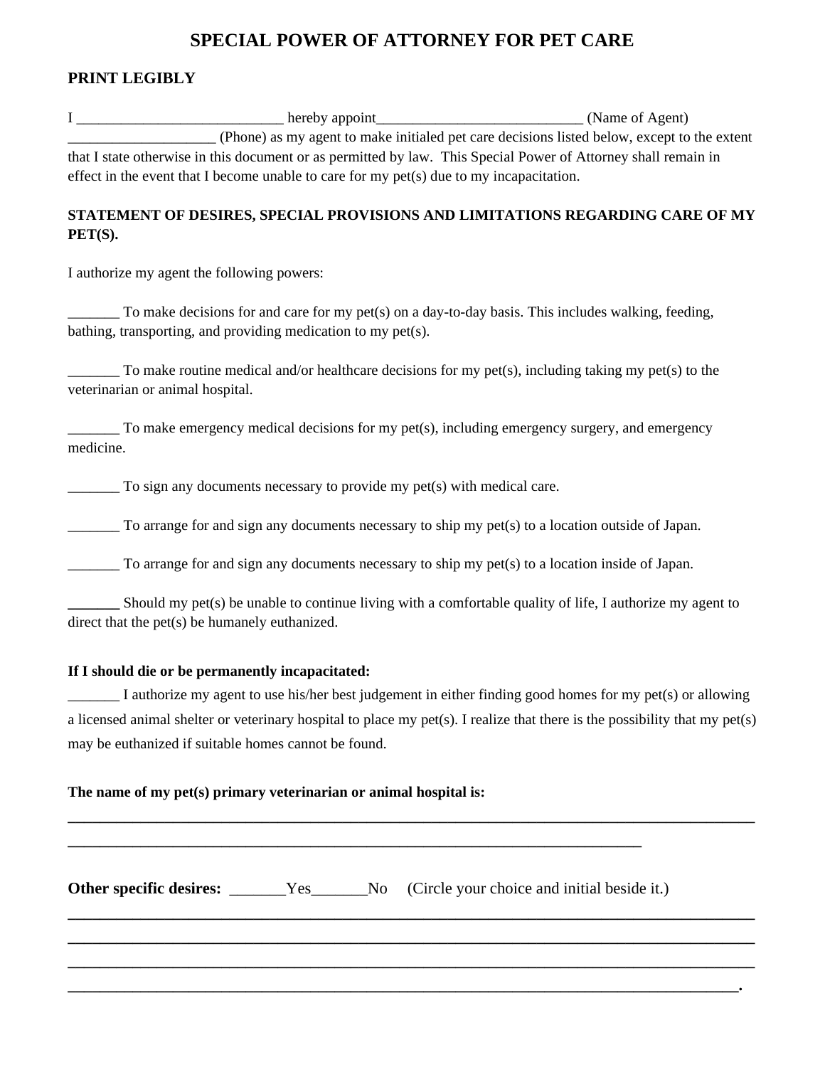# SPECIAL POWER OF ATTORNEY FOR PET CARE

**PRINT LEGIBLY**

I ____________________________ hereby appoint____________________________ (Name of Agent) ____________________ (Phone) as my agent to make initialed pet care decisions listed below, except to the extent that I state otherwise in this document or as permitted by law. This Special Power of Attorney shall remain in effect in the event that I become unable to care for my pet(s) due to my incapacitation.

**STATEMENT OF DESIRES, SPECIAL PROVISIONS AND LIMITATIONS REGARDING CARE OF MY PET(S).**

I authorize my agent the following powers:

_______ To make decisions for and care for my pet(s) on a day-to-day basis. This includes walking, feeding, bathing, transporting, and providing medication to my pet(s).

_______ To make routine medical and/or healthcare decisions for my pet(s), including taking my pet(s) to the veterinarian or animal hospital.

_______ To make emergency medical decisions for my pet(s), including emergency surgery, and emergency medicine.

_______ To sign any documents necessary to provide my pet(s) with medical care.

_______ To arrange for and sign any documents necessary to ship my pet(s) to a location outside of Japan.

_______ To arrange for and sign any documents necessary to ship my pet(s) to a location inside of Japan.

_______ Should my pet(s) be unable to continue living with a comfortable quality of life, I authorize my agent to direct that the pet(s) be humanely euthanized.

**If I should die or be permanently incapacitated:**

_______ I authorize my agent to use his/her best judgement in either finding good homes for my pet(s) or allowing a licensed animal shelter or veterinary hospital to place my pet(s). I realize that there is the possibility that my pet(s) may be euthanized if suitable homes cannot be found.

**The name of my pet(s) primary veterinarian or animal hospital is:**

____________________________________________________________________________________

__________________________________________________________________________

**Other specific desires:** _______Yes_______No (Circle your choice and initial beside it.)

____________________________________________________________________________________

____________________________________________________________________________________

____________________________________________________________________________________

__________________________________________________________________________________.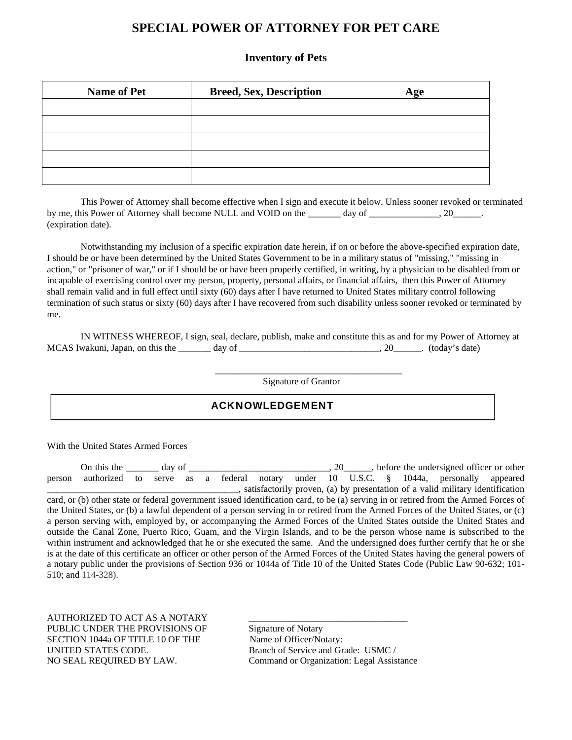# SPECIAL POWER OF ATTORNEY FOR PET CARE

## Inventory of Pets

| Name of Pet | Breed, Sex, Description | Age |
|---|---|---|
| | | |
| | | |
| | | |
| | | |
| | | |

This Power of Attorney shall become effective when I sign and execute it below. Unless sooner revoked or terminated by me, this Power of Attorney shall become NULL and VOID on the _______ day of _______________, 20______. (expiration date).

Notwithstanding my inclusion of a specific expiration date herein, if on or before the above-specified expiration date, I should be or have been determined by the United States Government to be in a military status of "missing," "missing in action," or "prisoner of war," or if I should be or have been properly certified, in writing, by a physician to be disabled from or incapable of exercising control over my person, property, personal affairs, or financial affairs, then this Power of Attorney shall remain valid and in full effect until sixty (60) days after I have returned to United States military control following termination of such status or sixty (60) days after I have recovered from such disability unless sooner revoked or terminated by me.

IN WITNESS WHEREOF, I sign, seal, declare, publish, make and constitute this as and for my Power of Attorney at MCAS Iwakuni, Japan, on this the _______ day of ______________________________, 20______. (today's date)

________________________________________
Signature of Grantor

## ACKNOWLEDGEMENT

With the United States Armed Forces

On this the _______ day of ______________________________, 20______, before the undersigned officer or other person authorized to serve as a federal notary under 10 U.S.C. § 1044a, personally appeared _________________________________________, satisfactorily proven, (a) by presentation of a valid military identification card, or (b) other state or federal government issued identification card, to be (a) serving in or retired from the Armed Forces of the United States, or (b) a lawful dependent of a person serving in or retired from the Armed Forces of the United States, or (c) a person serving with, employed by, or accompanying the Armed Forces of the United States outside the United States and outside the Canal Zone, Puerto Rico, Guam, and the Virgin Islands, and to be the person whose name is subscribed to the within instrument and acknowledged that he or she executed the same. And the undersigned does further certify that he or she is at the date of this certificate an officer or other person of the Armed Forces of the United States having the general powers of a notary public under the provisions of Section 936 or 1044a of Title 10 of the United States Code (Public Law 90-632; 101-510; and 114-328).

AUTHORIZED TO ACT AS A NOTARY PUBLIC UNDER THE PROVISIONS OF SECTION 1044a OF TITLE 10 OF THE UNITED STATES CODE.
NO SEAL REQUIRED BY LAW.

__________________________________
Signature of Notary
Name of Officer/Notary:
Branch of Service and Grade: USMC /
Command or Organization: Legal Assistance